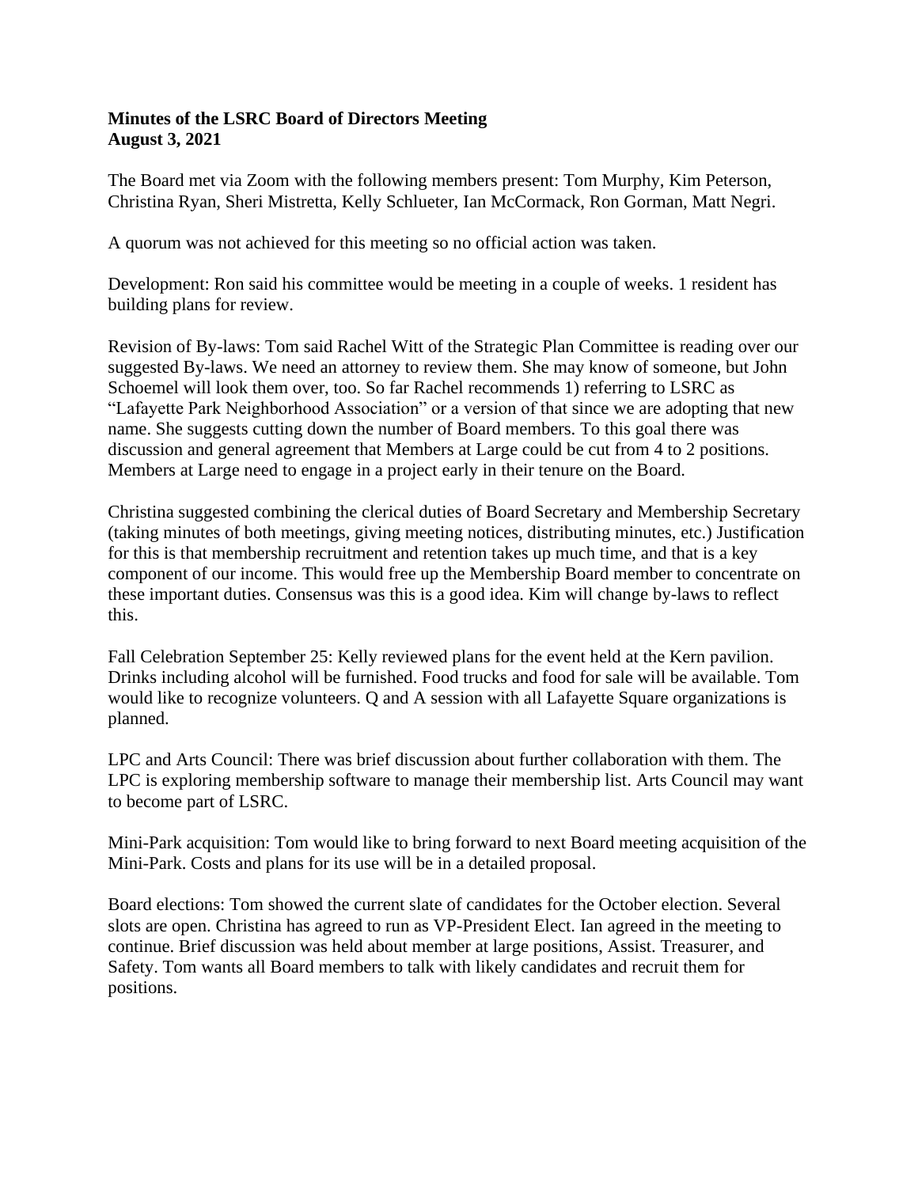**Minutes of the LSRC Board of Directors Meeting**
**August 3, 2021**

The Board met via Zoom with the following members present: Tom Murphy, Kim Peterson, Christina Ryan, Sheri Mistretta, Kelly Schlueter, Ian McCormack, Ron Gorman, Matt Negri.

A quorum was not achieved for this meeting so no official action was taken.

Development: Ron said his committee would be meeting in a couple of weeks. 1 resident has building plans for review.

Revision of By-laws: Tom said Rachel Witt of the Strategic Plan Committee is reading over our suggested By-laws. We need an attorney to review them. She may know of someone, but John Schoemel will look them over, too. So far Rachel recommends 1) referring to LSRC as "Lafayette Park Neighborhood Association" or a version of that since we are adopting that new name. She suggests cutting down the number of Board members. To this goal there was discussion and general agreement that Members at Large could be cut from 4 to 2 positions. Members at Large need to engage in a project early in their tenure on the Board.

Christina suggested combining the clerical duties of Board Secretary and Membership Secretary (taking minutes of both meetings, giving meeting notices, distributing minutes, etc.) Justification for this is that membership recruitment and retention takes up much time, and that is a key component of our income. This would free up the Membership Board member to concentrate on these important duties. Consensus was this is a good idea. Kim will change by-laws to reflect this.

Fall Celebration September 25: Kelly reviewed plans for the event held at the Kern pavilion. Drinks including alcohol will be furnished. Food trucks and food for sale will be available. Tom would like to recognize volunteers. Q and A session with all Lafayette Square organizations is planned.

LPC and Arts Council: There was brief discussion about further collaboration with them. The LPC is exploring membership software to manage their membership list. Arts Council may want to become part of LSRC.

Mini-Park acquisition: Tom would like to bring forward to next Board meeting acquisition of the Mini-Park. Costs and plans for its use will be in a detailed proposal.

Board elections: Tom showed the current slate of candidates for the October election. Several slots are open. Christina has agreed to run as VP-President Elect. Ian agreed in the meeting to continue. Brief discussion was held about member at large positions, Assist. Treasurer, and Safety. Tom wants all Board members to talk with likely candidates and recruit them for positions.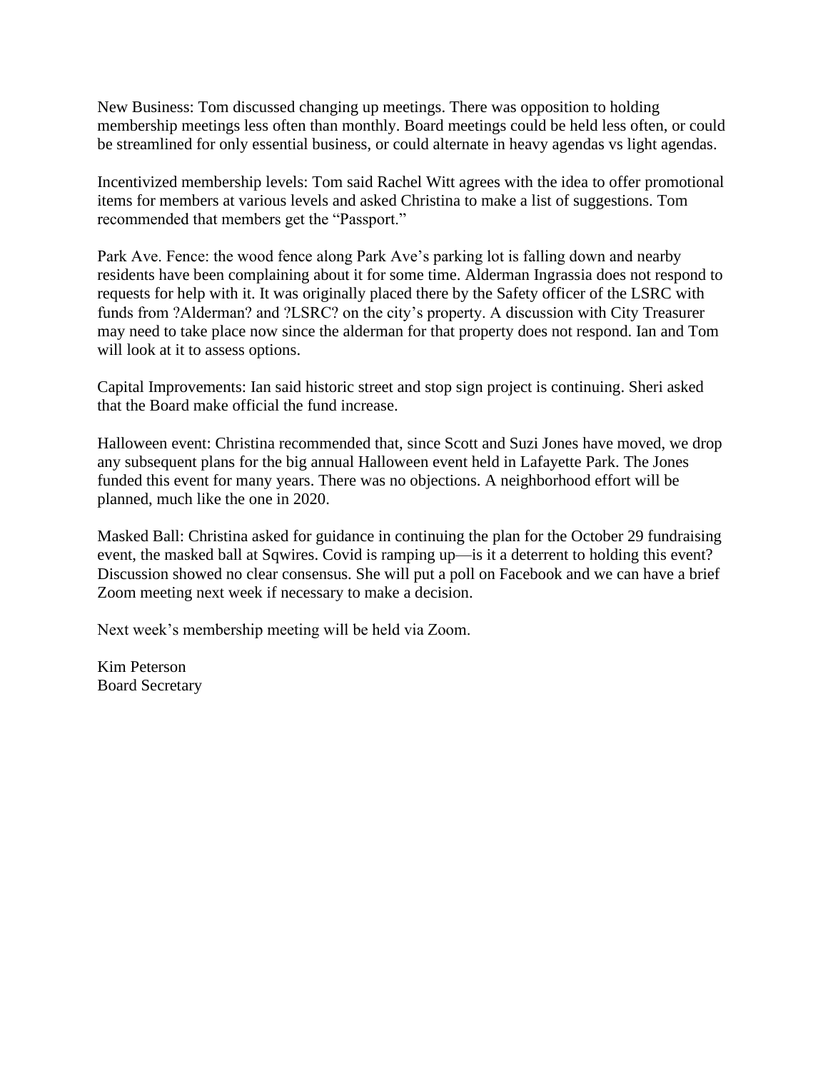New Business: Tom discussed changing up meetings. There was opposition to holding membership meetings less often than monthly. Board meetings could be held less often, or could be streamlined for only essential business, or could alternate in heavy agendas vs light agendas.

Incentivized membership levels: Tom said Rachel Witt agrees with the idea to offer promotional items for members at various levels and asked Christina to make a list of suggestions. Tom recommended that members get the "Passport."

Park Ave. Fence: the wood fence along Park Ave's parking lot is falling down and nearby residents have been complaining about it for some time. Alderman Ingrassia does not respond to requests for help with it. It was originally placed there by the Safety officer of the LSRC with funds from ?Alderman? and ?LSRC? on the city's property. A discussion with City Treasurer may need to take place now since the alderman for that property does not respond. Ian and Tom will look at it to assess options.

Capital Improvements: Ian said historic street and stop sign project is continuing. Sheri asked that the Board make official the fund increase.

Halloween event: Christina recommended that, since Scott and Suzi Jones have moved, we drop any subsequent plans for the big annual Halloween event held in Lafayette Park. The Jones funded this event for many years. There was no objections. A neighborhood effort will be planned, much like the one in 2020.

Masked Ball: Christina asked for guidance in continuing the plan for the October 29 fundraising event, the masked ball at Sqwires. Covid is ramping up—is it a deterrent to holding this event? Discussion showed no clear consensus. She will put a poll on Facebook and we can have a brief Zoom meeting next week if necessary to make a decision.

Next week's membership meeting will be held via Zoom.

Kim Peterson
Board Secretary